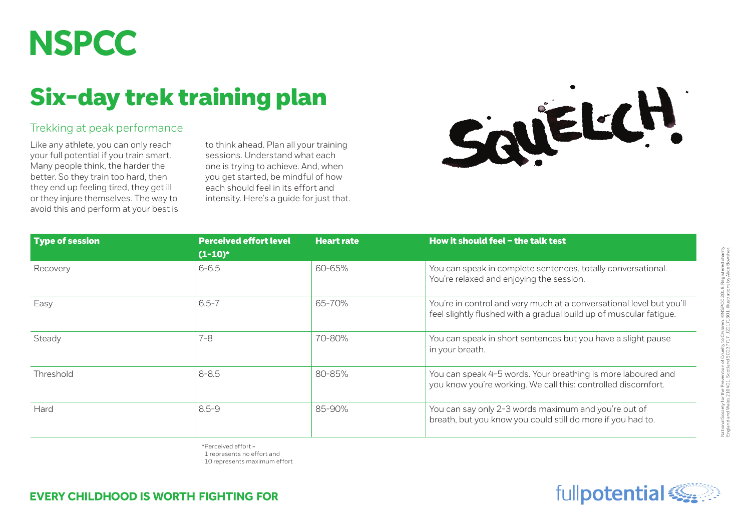# NSPCC

# Six-day trek training plan

## Trekking at peak performance

Like any athlete, you can only reach your full potential if you train smart. Many people think, the harder the better. So they train too hard, then they end up feeling tired, they get ill or they injure themselves. The way to avoid this and perform at your best is to think ahead. Plan all your training sessions. Understand what each one is trying to achieve. And, when you get started, be mindful of how each should feel in its effort and intensity. Here's a guide for just that.

SQUELCH!

| Type of session | Perceived effort level (1-10)* | Heart rate | How it should feel – the talk test |
|---|---|---|---|
| Recovery | 6-6.5 | 60-65% | You can speak in complete sentences, totally conversational. You're relaxed and enjoying the session. |
| Easy | 6.5-7 | 65-70% | You're in control and very much at a conversational level but you'll feel slightly flushed with a gradual build up of muscular fatigue. |
| Steady | 7-8 | 70-80% | You can speak in short sentences but you have a slight pause in your breath. |
| Threshold | 8-8.5 | 80-85% | You can speak 4-5 words. Your breathing is more laboured and you know you're working. We call this: controlled discomfort. |
| Hard | 8.5-9 | 85-90% | You can say only 2-3 words maximum and you're out of breath, but you know you could still do more if you had to. |

*Perceived effort =
1 represents no effort and
10 represents maximum effort

**EVERY CHILDHOOD IS WORTH FIGHTING FOR**

fullpotential

National Society for the Prevention of Cruelty to Children. ©NSPCC 2018. Registered charity England and Wales 216401. Scotland SC037717. J20171301. Illustrations by Alice Bowsher.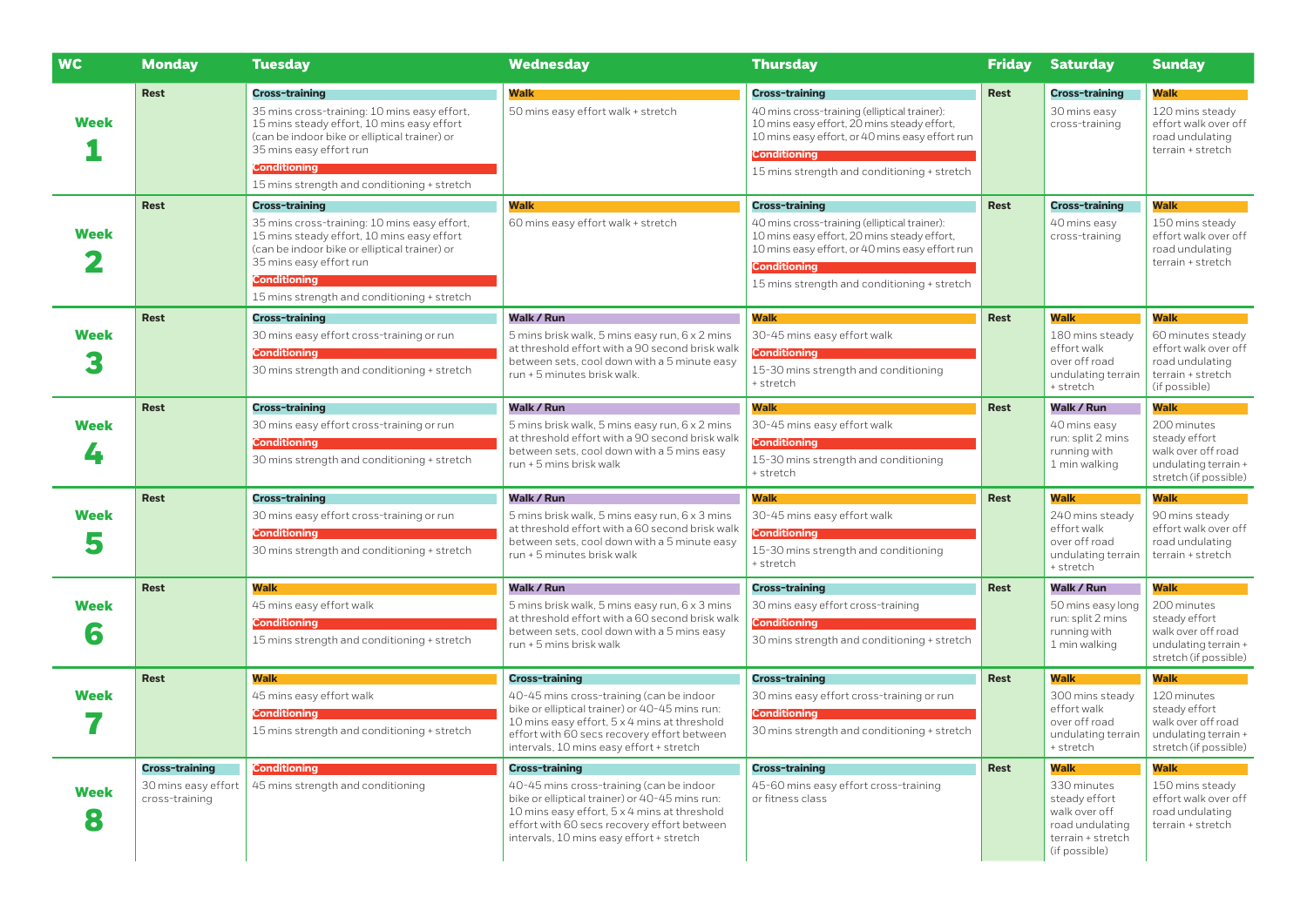| WC | Monday | Tuesday | Wednesday | Thursday | Friday | Saturday | Sunday |
|---|---|---|---|---|---|---|---|
| Week 1 | Rest | **Cross-training** 35 mins cross-training: 10 mins easy effort, 15 mins steady effort, 10 mins easy effort (can be indoor bike or elliptical trainer) or 35 mins easy effort run **Conditioning** 15 mins strength and conditioning + stretch | **Walk** 50 mins easy effort walk + stretch | **Cross-training** 40 mins cross-training (elliptical trainer): 10 mins easy effort, 20 mins steady effort, 10 mins easy effort, or 40 mins easy effort run **Conditioning** 15 mins strength and conditioning + stretch | Rest | **Cross-training** 30 mins easy cross-training | **Walk** 120 mins steady effort walk over off road undulating terrain + stretch |
| Week 2 | Rest | **Cross-training** 35 mins cross-training: 10 mins easy effort, 15 mins steady effort, 10 mins easy effort (can be indoor bike or elliptical trainer) or 35 mins easy effort run **Conditioning** 15 mins strength and conditioning + stretch | **Walk** 60 mins easy effort walk + stretch | **Cross-training** 40 mins cross-training (elliptical trainer): 10 mins easy effort, 20 mins steady effort, 10 mins easy effort, or 40 mins easy effort run **Conditioning** 15 mins strength and conditioning + stretch | Rest | **Cross-training** 40 mins easy cross-training | **Walk** 150 mins steady effort walk over off road undulating terrain + stretch |
| Week 3 | Rest | **Cross-training** 30 mins easy effort cross-training or run **Conditioning** 30 mins strength and conditioning + stretch | **Walk / Run** 5 mins brisk walk, 5 mins easy run, 6 x 2 mins at threshold effort with a 90 second brisk walk between sets, cool down with a 5 minute easy run + 5 minutes brisk walk. | **Walk** 30-45 mins easy effort walk **Conditioning** 15-30 mins strength and conditioning + stretch | Rest | **Walk** 180 mins steady effort walk over off road undulating terrain + stretch | **Walk** 60 minutes steady effort walk over off road undulating terrain + stretch (if possible) |
| Week 4 | Rest | **Cross-training** 30 mins easy effort cross-training or run **Conditioning** 30 mins strength and conditioning + stretch | **Walk / Run** 5 mins brisk walk, 5 mins easy run, 6 x 2 mins at threshold effort with a 90 second brisk walk between sets, cool down with a 5 mins easy run + 5 mins brisk walk | **Walk** 30-45 mins easy effort walk **Conditioning** 15-30 mins strength and conditioning + stretch | Rest | **Walk / Run** 40 mins easy run: split 2 mins running with 1 min walking | **Walk** 200 minutes steady effort walk over off road undulating terrain + stretch (if possible) |
| Week 5 | Rest | **Cross-training** 30 mins easy effort cross-training or run **Conditioning** 30 mins strength and conditioning + stretch | **Walk / Run** 5 mins brisk walk, 5 mins easy run, 6 x 3 mins at threshold effort with a 60 second brisk walk between sets, cool down with a 5 minute easy run + 5 minutes brisk walk | **Walk** 30-45 mins easy effort walk **Conditioning** 15-30 mins strength and conditioning + stretch | Rest | **Walk** 240 mins steady effort walk over off road undulating terrain + stretch | **Walk** 90 mins steady effort walk over off road undulating terrain + stretch |
| Week 6 | Rest | **Walk** 45 mins easy effort walk **Conditioning** 15 mins strength and conditioning + stretch | **Walk / Run** 5 mins brisk walk, 5 mins easy run, 6 x 3 mins at threshold effort with a 60 second brisk walk between sets, cool down with a 5 mins easy run + 5 mins brisk walk | **Cross-training** 30 mins easy effort cross-training **Conditioning** 30 mins strength and conditioning + stretch | Rest | **Walk / Run** 50 mins easy long run: split 2 mins running with 1 min walking | **Walk** 200 minutes steady effort walk over off road undulating terrain + stretch (if possible) |
| Week 7 | Rest | **Walk** 45 mins easy effort walk **Conditioning** 15 mins strength and conditioning + stretch | **Cross-training** 40-45 mins cross-training (can be indoor bike or elliptical trainer) or 40-45 mins run: 10 mins easy effort, 5 x 4 mins at threshold effort with 60 secs recovery effort between intervals, 10 mins easy effort + stretch | **Cross-training** 30 mins easy effort cross-training or run **Conditioning** 30 mins strength and conditioning + stretch | Rest | **Walk** 300 mins steady effort walk over off road undulating terrain + stretch | **Walk** 120 minutes steady effort walk over off road undulating terrain + stretch (if possible) |
| Week 8 | **Cross-training** 30 mins easy effort cross-training | **Conditioning** 45 mins strength and conditioning | **Cross-training** 40-45 mins cross-training (can be indoor bike or elliptical trainer) or 40-45 mins run: 10 mins easy effort, 5 x 4 mins at threshold effort with 60 secs recovery effort between intervals, 10 mins easy effort + stretch | **Cross-training** 45-60 mins easy effort cross-training or fitness class | Rest | **Walk** 330 minutes steady effort walk over off road undulating terrain + stretch (if possible) | **Walk** 150 mins steady effort walk over off road undulating terrain + stretch |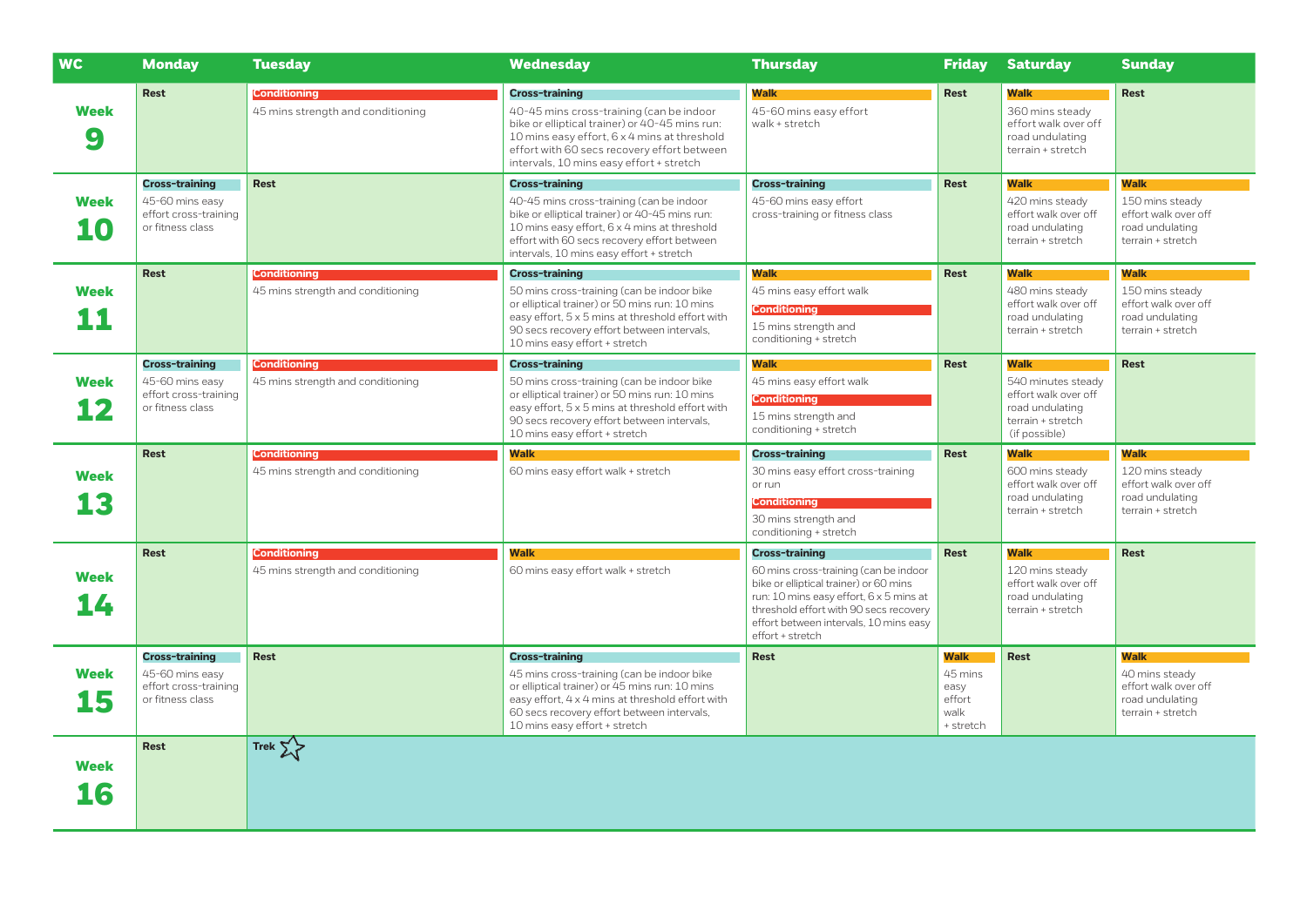| WC | Monday | Tuesday | Wednesday | Thursday | Friday | Saturday | Sunday |
|---|---|---|---|---|---|---|---|
| **Week 9** | **Rest** | **Conditioning** 45 mins strength and conditioning | **Cross-training** 40-45 mins cross-training (can be indoor bike or elliptical trainer) or 40-45 mins run: 10 mins easy effort, 6 x 4 mins at threshold effort with 60 secs recovery effort between intervals, 10 mins easy effort + stretch | **Walk** 45-60 mins easy effort walk + stretch | **Rest** | **Walk** 360 mins steady effort walk over off road undulating terrain + stretch | **Rest** |
| **Week 10** | **Cross-training** 45-60 mins easy effort cross-training or fitness class | **Rest** | **Cross-training** 40-45 mins cross-training (can be indoor bike or elliptical trainer) or 40-45 mins run: 10 mins easy effort, 6 x 4 mins at threshold effort with 60 secs recovery effort between intervals, 10 mins easy effort + stretch | **Cross-training** 45-60 mins easy effort cross-training or fitness class | **Rest** | **Walk** 420 mins steady effort walk over off road undulating terrain + stretch | **Walk** 150 mins steady effort walk over off road undulating terrain + stretch |
| **Week 11** | **Rest** | **Conditioning** 45 mins strength and conditioning | **Cross-training** 50 mins cross-training (can be indoor bike or elliptical trainer) or 50 mins run: 10 mins easy effort, 5 x 5 mins at threshold effort with 90 secs recovery effort between intervals, 10 mins easy effort + stretch | **Walk** 45 mins easy effort walk<br>**Conditioning** 15 mins strength and conditioning + stretch | **Rest** | **Walk** 480 mins steady effort walk over off road undulating terrain + stretch | **Walk** 150 mins steady effort walk over off road undulating terrain + stretch |
| **Week 12** | **Cross-training** 45-60 mins easy effort cross-training or fitness class | **Conditioning** 45 mins strength and conditioning | **Cross-training** 50 mins cross-training (can be indoor bike or elliptical trainer) or 50 mins run: 10 mins easy effort, 5 x 5 mins at threshold effort with 90 secs recovery effort between intervals, 10 mins easy effort + stretch | **Walk** 45 mins easy effort walk<br>**Conditioning** 15 mins strength and conditioning + stretch | **Rest** | **Walk** 540 minutes steady effort walk over off road undulating terrain + stretch (if possible) | **Rest** |
| **Week 13** | **Rest** | **Conditioning** 45 mins strength and conditioning | **Walk** 60 mins easy effort walk + stretch | **Cross-training** 30 mins easy effort cross-training or run<br>**Conditioning** 30 mins strength and conditioning + stretch | **Rest** | **Walk** 600 mins steady effort walk over off road undulating terrain + stretch | **Walk** 120 mins steady effort walk over off road undulating terrain + stretch |
| **Week 14** | **Rest** | **Conditioning** 45 mins strength and conditioning | **Walk** 60 mins easy effort walk + stretch | **Cross-training** 60 mins cross-training (can be indoor bike or elliptical trainer) or 60 mins run: 10 mins easy effort, 6 x 5 mins at threshold effort with 90 secs recovery effort between intervals, 10 mins easy effort + stretch | **Rest** | **Walk** 120 mins steady effort walk over off road undulating terrain + stretch | **Rest** |
| **Week 15** | **Cross-training** 45-60 mins easy effort cross-training or fitness class | **Rest** | **Cross-training** 45 mins cross-training (can be indoor bike or elliptical trainer) or 45 mins run: 10 mins easy effort, 4 x 4 mins at threshold effort with 60 secs recovery effort between intervals, 10 mins easy effort + stretch | **Rest** | **Walk** 45 mins easy effort walk + stretch | **Rest** | **Walk** 40 mins steady effort walk over off road undulating terrain + stretch |
| **Week 16** | **Rest** | **Trek** ☆ | | | | | |